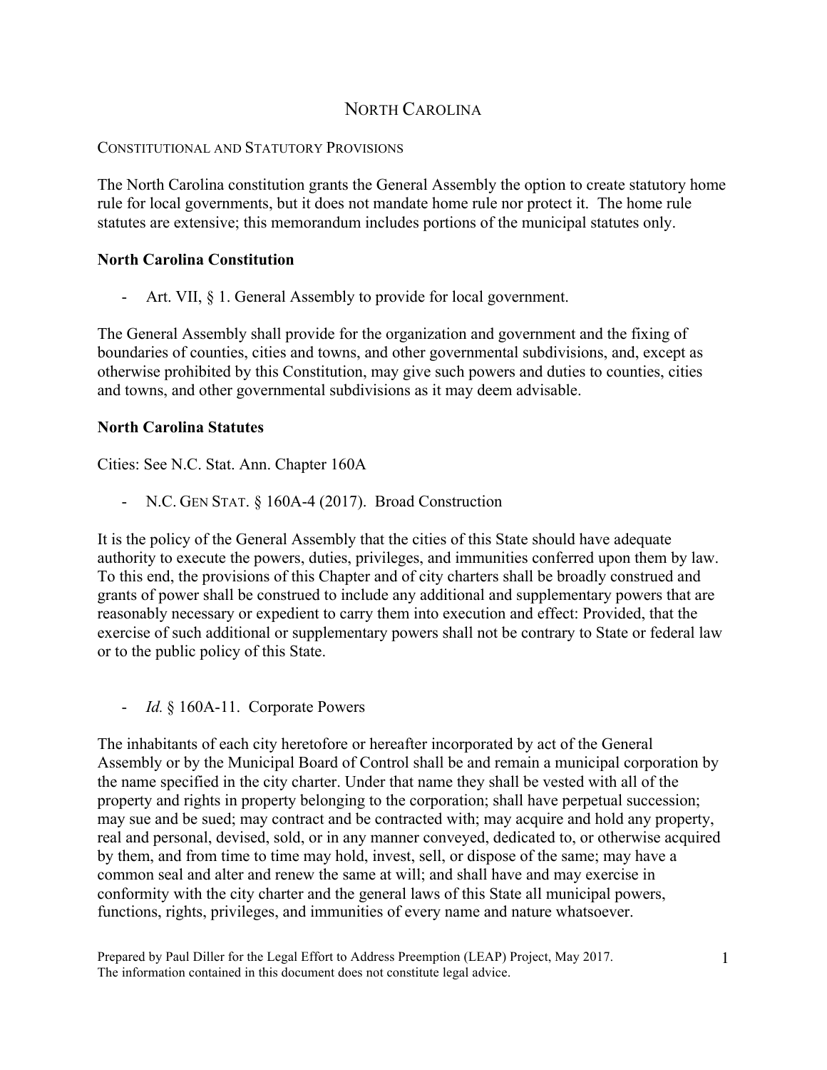# NORTH CAROLINA

## CONSTITUTIONAL AND STATUTORY PROVISIONS

The North Carolina constitution grants the General Assembly the option to create statutory home rule for local governments, but it does not mandate home rule nor protect it. The home rule statutes are extensive; this memorandum includes portions of the municipal statutes only.

### North Carolina Constitution

- Art. VII, § 1. General Assembly to provide for local government.

The General Assembly shall provide for the organization and government and the fixing of boundaries of counties, cities and towns, and other governmental subdivisions, and, except as otherwise prohibited by this Constitution, may give such powers and duties to counties, cities and towns, and other governmental subdivisions as it may deem advisable.

### North Carolina Statutes

Cities: See N.C. Stat. Ann. Chapter 160A

- N.C. GEN STAT. § 160A-4 (2017). Broad Construction

It is the policy of the General Assembly that the cities of this State should have adequate authority to execute the powers, duties, privileges, and immunities conferred upon them by law. To this end, the provisions of this Chapter and of city charters shall be broadly construed and grants of power shall be construed to include any additional and supplementary powers that are reasonably necessary or expedient to carry them into execution and effect: Provided, that the exercise of such additional or supplementary powers shall not be contrary to State or federal law or to the public policy of this State.

- *Id.* § 160A-11. Corporate Powers

The inhabitants of each city heretofore or hereafter incorporated by act of the General Assembly or by the Municipal Board of Control shall be and remain a municipal corporation by the name specified in the city charter. Under that name they shall be vested with all of the property and rights in property belonging to the corporation; shall have perpetual succession; may sue and be sued; may contract and be contracted with; may acquire and hold any property, real and personal, devised, sold, or in any manner conveyed, dedicated to, or otherwise acquired by them, and from time to time may hold, invest, sell, or dispose of the same; may have a common seal and alter and renew the same at will; and shall have and may exercise in conformity with the city charter and the general laws of this State all municipal powers, functions, rights, privileges, and immunities of every name and nature whatsoever.

Prepared by Paul Diller for the Legal Effort to Address Preemption (LEAP) Project, May 2017.
The information contained in this document does not constitute legal advice.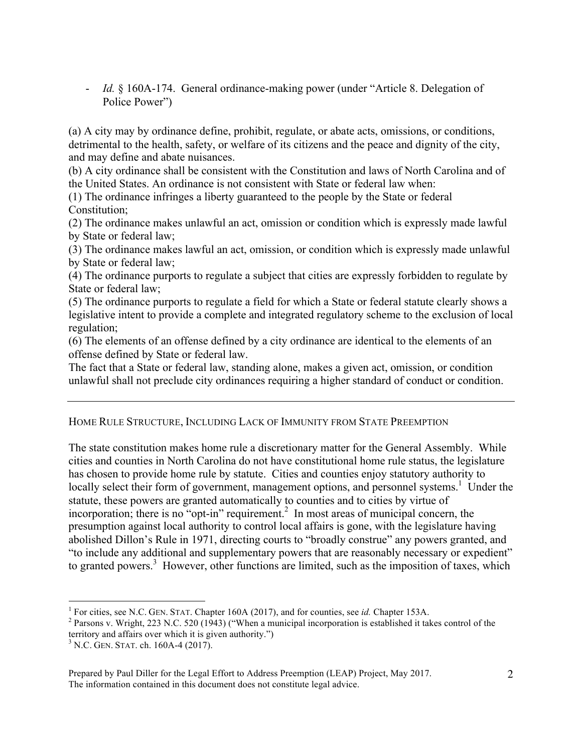- *Id.* § 160A-174. General ordinance-making power (under "Article 8. Delegation of Police Power")

(a) A city may by ordinance define, prohibit, regulate, or abate acts, omissions, or conditions, detrimental to the health, safety, or welfare of its citizens and the peace and dignity of the city, and may define and abate nuisances.
(b) A city ordinance shall be consistent with the Constitution and laws of North Carolina and of the United States. An ordinance is not consistent with State or federal law when:
(1) The ordinance infringes a liberty guaranteed to the people by the State or federal Constitution;
(2) The ordinance makes unlawful an act, omission or condition which is expressly made lawful by State or federal law;
(3) The ordinance makes lawful an act, omission, or condition which is expressly made unlawful by State or federal law;
(4) The ordinance purports to regulate a subject that cities are expressly forbidden to regulate by State or federal law;
(5) The ordinance purports to regulate a field for which a State or federal statute clearly shows a legislative intent to provide a complete and integrated regulatory scheme to the exclusion of local regulation;
(6) The elements of an offense defined by a city ordinance are identical to the elements of an offense defined by State or federal law.
The fact that a State or federal law, standing alone, makes a given act, omission, or condition unlawful shall not preclude city ordinances requiring a higher standard of conduct or condition.

---

## Home Rule Structure, Including Lack of Immunity from State Preemption

The state constitution makes home rule a discretionary matter for the General Assembly. While cities and counties in North Carolina do not have constitutional home rule status, the legislature has chosen to provide home rule by statute. Cities and counties enjoy statutory authority to locally select their form of government, management options, and personnel systems.[1] Under the statute, these powers are granted automatically to counties and to cities by virtue of incorporation; there is no "opt-in" requirement.[2] In most areas of municipal concern, the presumption against local authority to control local affairs is gone, with the legislature having abolished Dillon's Rule in 1971, directing courts to "broadly construe" any powers granted, and "to include any additional and supplementary powers that are reasonably necessary or expedient" to granted powers.[3] However, other functions are limited, such as the imposition of taxes, which

---

[1] For cities, see N.C. Gen. Stat. Chapter 160A (2017), and for counties, see *id.* Chapter 153A.
[2] Parsons v. Wright, 223 N.C. 520 (1943) ("When a municipal incorporation is established it takes control of the territory and affairs over which it is given authority.")
[3] N.C. Gen. Stat. ch. 160A-4 (2017).

Prepared by Paul Diller for the Legal Effort to Address Preemption (LEAP) Project, May 2017.
The information contained in this document does not constitute legal advice.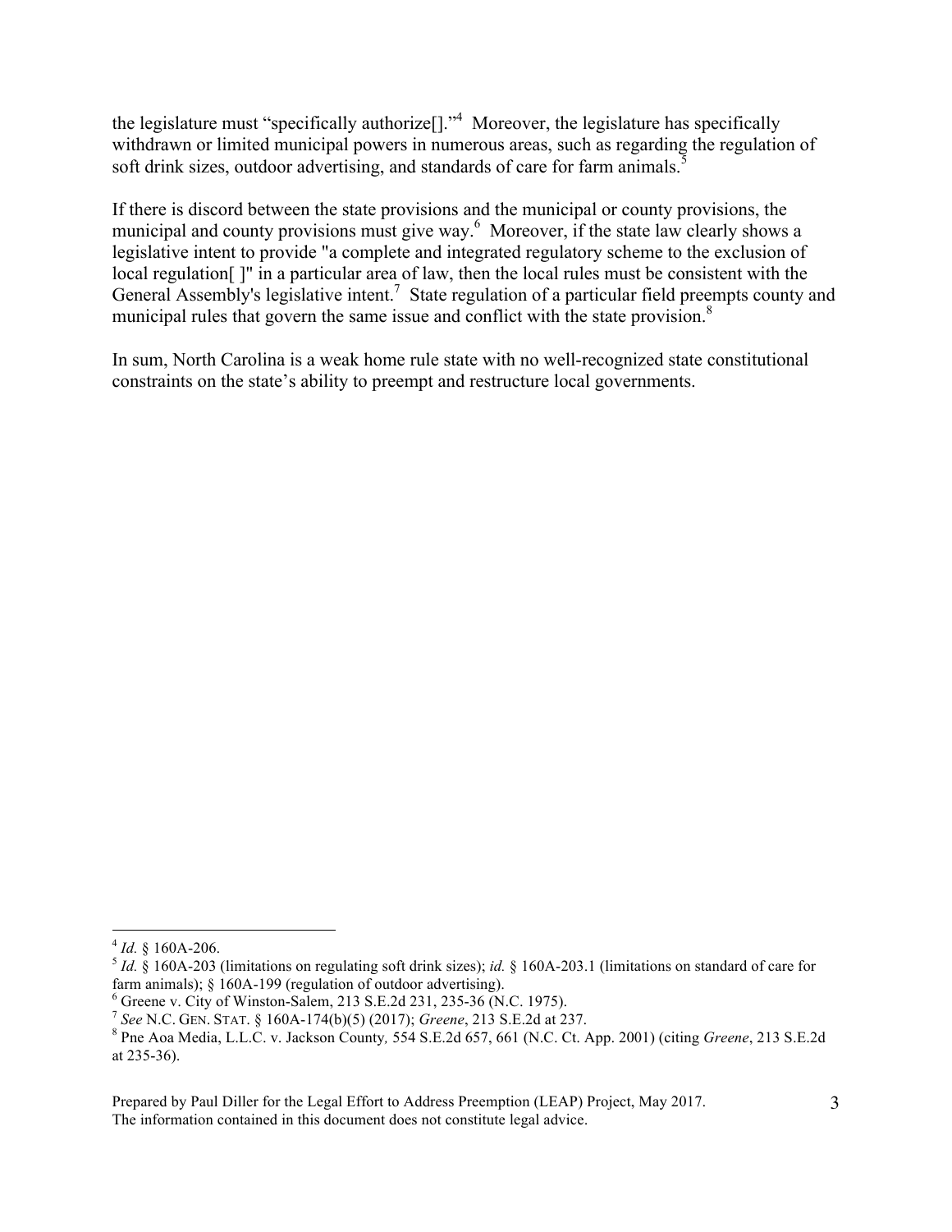the legislature must "specifically authorize[]."[4] Moreover, the legislature has specifically withdrawn or limited municipal powers in numerous areas, such as regarding the regulation of soft drink sizes, outdoor advertising, and standards of care for farm animals.[5]

If there is discord between the state provisions and the municipal or county provisions, the municipal and county provisions must give way.[6] Moreover, if the state law clearly shows a legislative intent to provide "a complete and integrated regulatory scheme to the exclusion of local regulation[ ]" in a particular area of law, then the local rules must be consistent with the General Assembly's legislative intent.[7] State regulation of a particular field preempts county and municipal rules that govern the same issue and conflict with the state provision.[8]

In sum, North Carolina is a weak home rule state with no well-recognized state constitutional constraints on the state's ability to preempt and restructure local governments.

---

[4] *Id.* § 160A-206.

[5] *Id.* § 160A-203 (limitations on regulating soft drink sizes); *id.* § 160A-203.1 (limitations on standard of care for farm animals); § 160A-199 (regulation of outdoor advertising).

[6] Greene v. City of Winston-Salem, 213 S.E.2d 231, 235-36 (N.C. 1975).

[7] *See* N.C. GEN. STAT. § 160A-174(b)(5) (2017); *Greene*, 213 S.E.2d at 237.

[8] Pne Aoa Media, L.L.C. v. Jackson County*,* 554 S.E.2d 657, 661 (N.C. Ct. App. 2001) (citing *Greene*, 213 S.E.2d at 235-36).

Prepared by Paul Diller for the Legal Effort to Address Preemption (LEAP) Project, May 2017.
The information contained in this document does not constitute legal advice.